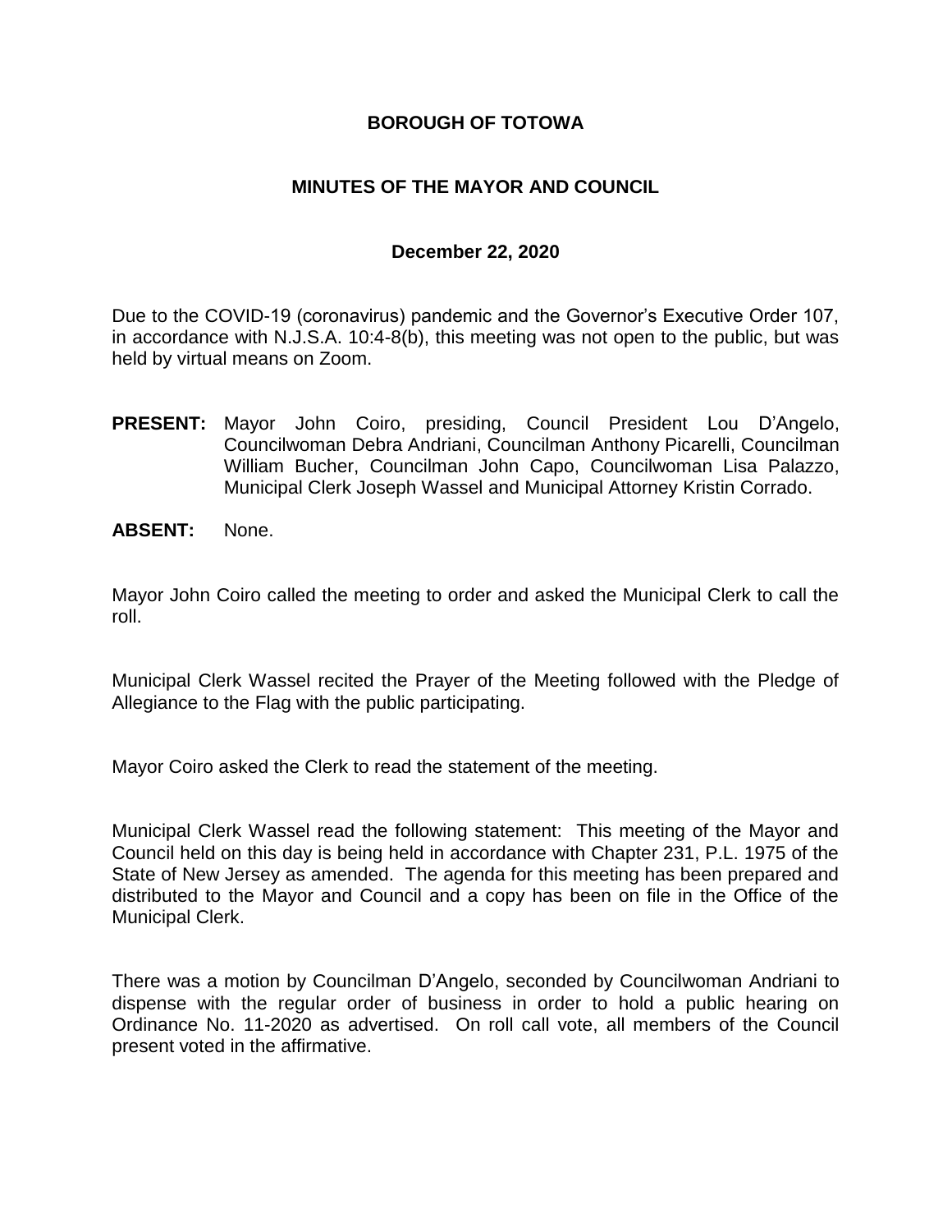# BOROUGH OF TOTOWA

## MINUTES OF THE MAYOR AND COUNCIL

### December 22, 2020

Due to the COVID-19 (coronavirus) pandemic and the Governor's Executive Order 107, in accordance with N.J.S.A. 10:4-8(b), this meeting was not open to the public, but was held by virtual means on Zoom.

**PRESENT:** Mayor John Coiro, presiding, Council President Lou D'Angelo, Councilwoman Debra Andriani, Councilman Anthony Picarelli, Councilman William Bucher, Councilman John Capo, Councilwoman Lisa Palazzo, Municipal Clerk Joseph Wassel and Municipal Attorney Kristin Corrado.

**ABSENT:** None.

Mayor John Coiro called the meeting to order and asked the Municipal Clerk to call the roll.

Municipal Clerk Wassel recited the Prayer of the Meeting followed with the Pledge of Allegiance to the Flag with the public participating.

Mayor Coiro asked the Clerk to read the statement of the meeting.

Municipal Clerk Wassel read the following statement: This meeting of the Mayor and Council held on this day is being held in accordance with Chapter 231, P.L. 1975 of the State of New Jersey as amended. The agenda for this meeting has been prepared and distributed to the Mayor and Council and a copy has been on file in the Office of the Municipal Clerk.

There was a motion by Councilman D'Angelo, seconded by Councilwoman Andriani to dispense with the regular order of business in order to hold a public hearing on Ordinance No. 11-2020 as advertised. On roll call vote, all members of the Council present voted in the affirmative.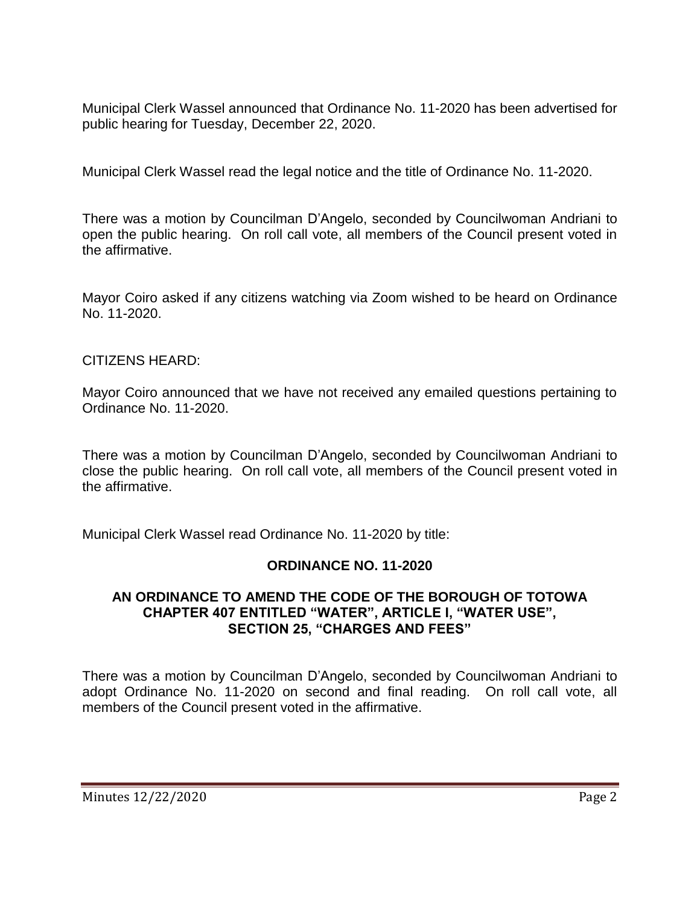Municipal Clerk Wassel announced that Ordinance No. 11-2020 has been advertised for public hearing for Tuesday, December 22, 2020.

Municipal Clerk Wassel read the legal notice and the title of Ordinance No. 11-2020.

There was a motion by Councilman D'Angelo, seconded by Councilwoman Andriani to open the public hearing. On roll call vote, all members of the Council present voted in the affirmative.

Mayor Coiro asked if any citizens watching via Zoom wished to be heard on Ordinance No. 11-2020.

CITIZENS HEARD:

Mayor Coiro announced that we have not received any emailed questions pertaining to Ordinance No. 11-2020.

There was a motion by Councilman D'Angelo, seconded by Councilwoman Andriani to close the public hearing. On roll call vote, all members of the Council present voted in the affirmative.

Municipal Clerk Wassel read Ordinance No. 11-2020 by title:

**ORDINANCE NO. 11-2020**

**AN ORDINANCE TO AMEND THE CODE OF THE BOROUGH OF TOTOWA CHAPTER 407 ENTITLED "WATER", ARTICLE I, "WATER USE", SECTION 25, "CHARGES AND FEES"**

There was a motion by Councilman D'Angelo, seconded by Councilwoman Andriani to adopt Ordinance No. 11-2020 on second and final reading. On roll call vote, all members of the Council present voted in the affirmative.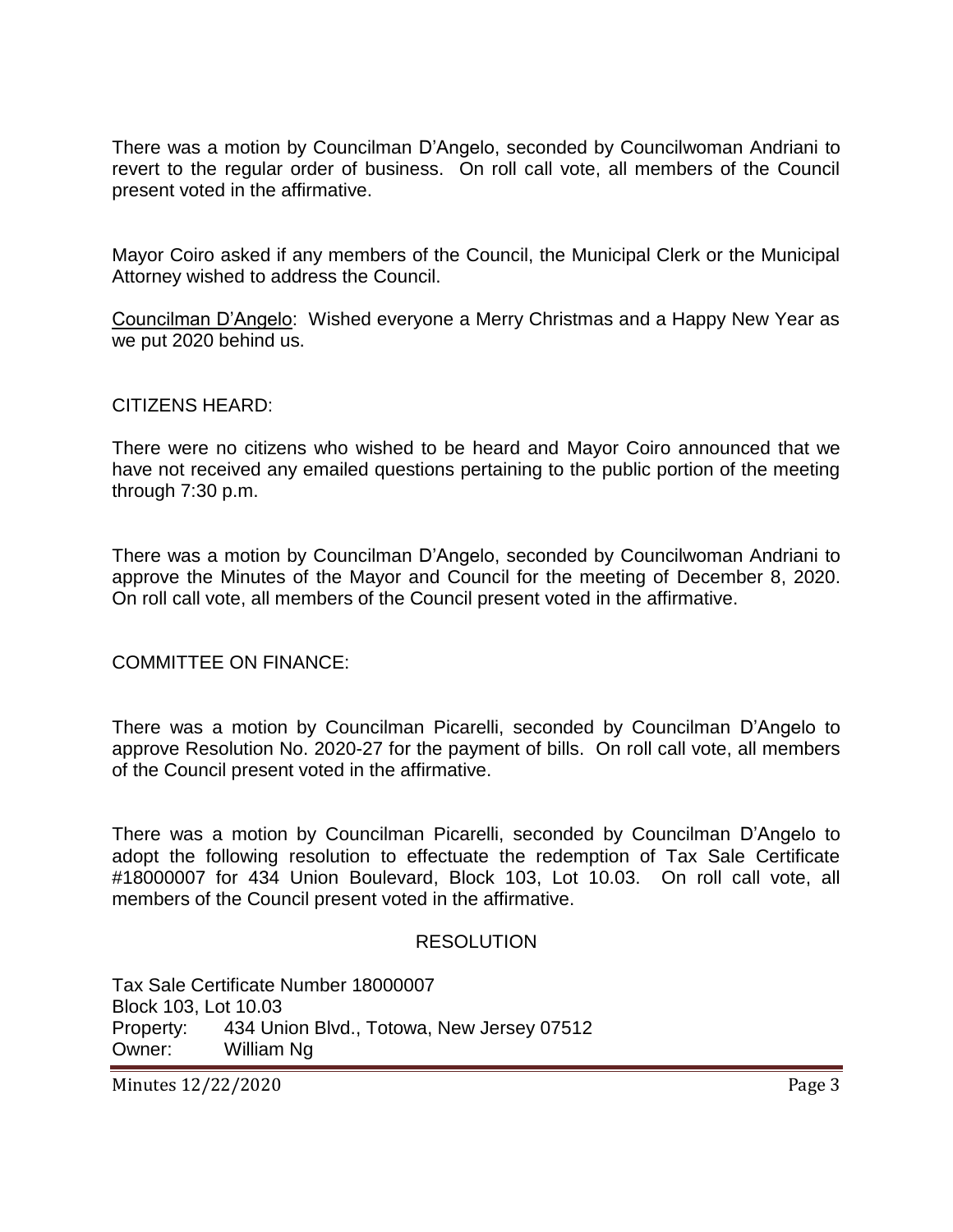There was a motion by Councilman D'Angelo, seconded by Councilwoman Andriani to revert to the regular order of business. On roll call vote, all members of the Council present voted in the affirmative.

Mayor Coiro asked if any members of the Council, the Municipal Clerk or the Municipal Attorney wished to address the Council.

Councilman D'Angelo: Wished everyone a Merry Christmas and a Happy New Year as we put 2020 behind us.

CITIZENS HEARD:

There were no citizens who wished to be heard and Mayor Coiro announced that we have not received any emailed questions pertaining to the public portion of the meeting through 7:30 p.m.

There was a motion by Councilman D'Angelo, seconded by Councilwoman Andriani to approve the Minutes of the Mayor and Council for the meeting of December 8, 2020. On roll call vote, all members of the Council present voted in the affirmative.

COMMITTEE ON FINANCE:

There was a motion by Councilman Picarelli, seconded by Councilman D'Angelo to approve Resolution No. 2020-27 for the payment of bills. On roll call vote, all members of the Council present voted in the affirmative.

There was a motion by Councilman Picarelli, seconded by Councilman D'Angelo to adopt the following resolution to effectuate the redemption of Tax Sale Certificate #18000007 for 434 Union Boulevard, Block 103, Lot 10.03. On roll call vote, all members of the Council present voted in the affirmative.

RESOLUTION

Tax Sale Certificate Number 18000007
Block 103, Lot 10.03
Property: 434 Union Blvd., Totowa, New Jersey 07512
Owner: William Ng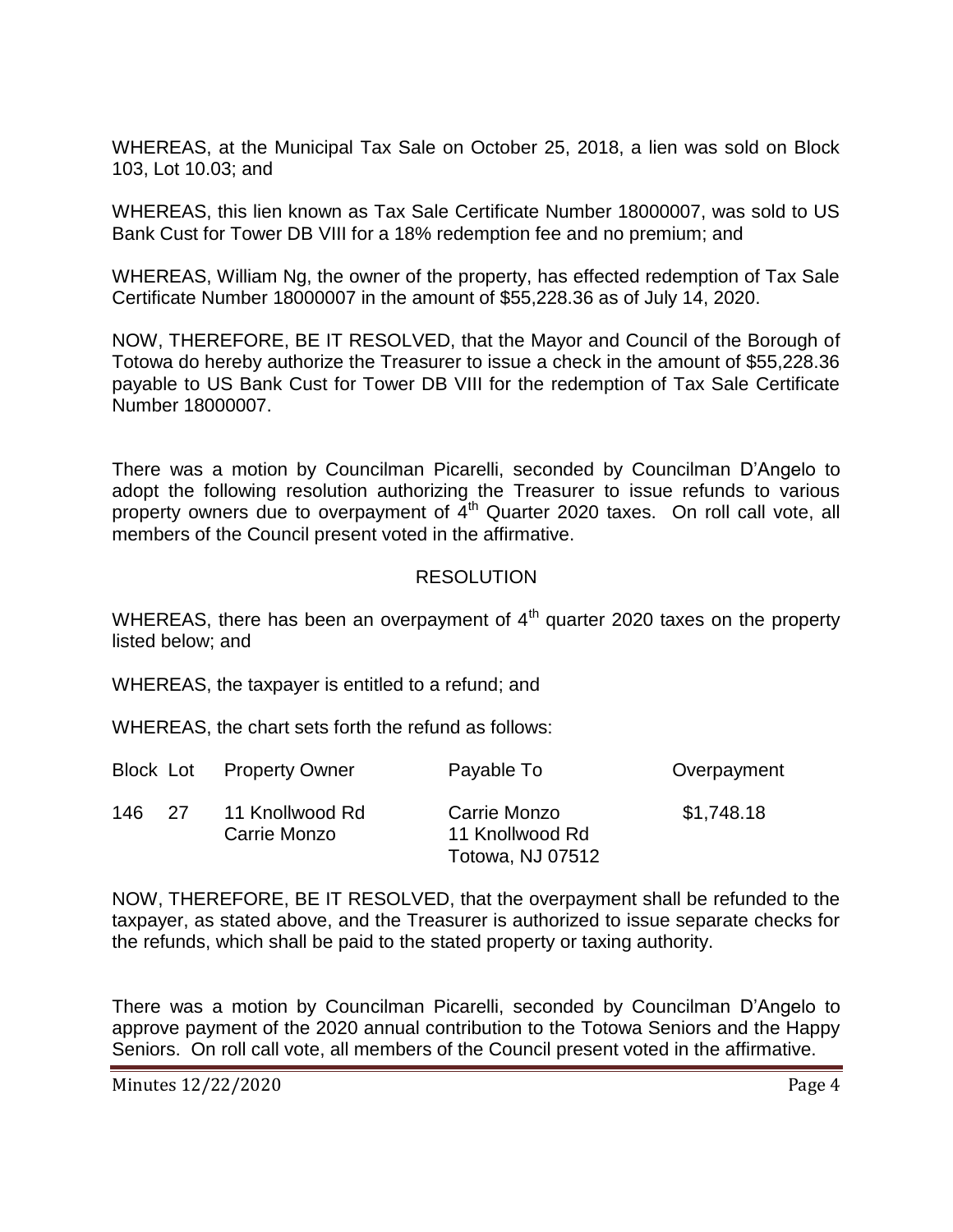WHEREAS, at the Municipal Tax Sale on October 25, 2018, a lien was sold on Block 103, Lot 10.03; and

WHEREAS, this lien known as Tax Sale Certificate Number 18000007, was sold to US Bank Cust for Tower DB VIII for a 18% redemption fee and no premium; and

WHEREAS, William Ng, the owner of the property, has effected redemption of Tax Sale Certificate Number 18000007 in the amount of $55,228.36 as of July 14, 2020.

NOW, THEREFORE, BE IT RESOLVED, that the Mayor and Council of the Borough of Totowa do hereby authorize the Treasurer to issue a check in the amount of $55,228.36 payable to US Bank Cust for Tower DB VIII for the redemption of Tax Sale Certificate Number 18000007.

There was a motion by Councilman Picarelli, seconded by Councilman D'Angelo to adopt the following resolution authorizing the Treasurer to issue refunds to various property owners due to overpayment of 4th Quarter 2020 taxes. On roll call vote, all members of the Council present voted in the affirmative.

RESOLUTION

WHEREAS, there has been an overpayment of 4th quarter 2020 taxes on the property listed below; and

WHEREAS, the taxpayer is entitled to a refund; and

WHEREAS, the chart sets forth the refund as follows:

| Block | Lot | Property Owner | Payable To | Overpayment |
|---|---|---|---|---|
| 146 | 27 | 11 Knollwood Rd<br>Carrie Monzo | Carrie Monzo<br>11 Knollwood Rd<br>Totowa, NJ 07512 | $1,748.18 |

NOW, THEREFORE, BE IT RESOLVED, that the overpayment shall be refunded to the taxpayer, as stated above, and the Treasurer is authorized to issue separate checks for the refunds, which shall be paid to the stated property or taxing authority.

There was a motion by Councilman Picarelli, seconded by Councilman D'Angelo to approve payment of the 2020 annual contribution to the Totowa Seniors and the Happy Seniors. On roll call vote, all members of the Council present voted in the affirmative.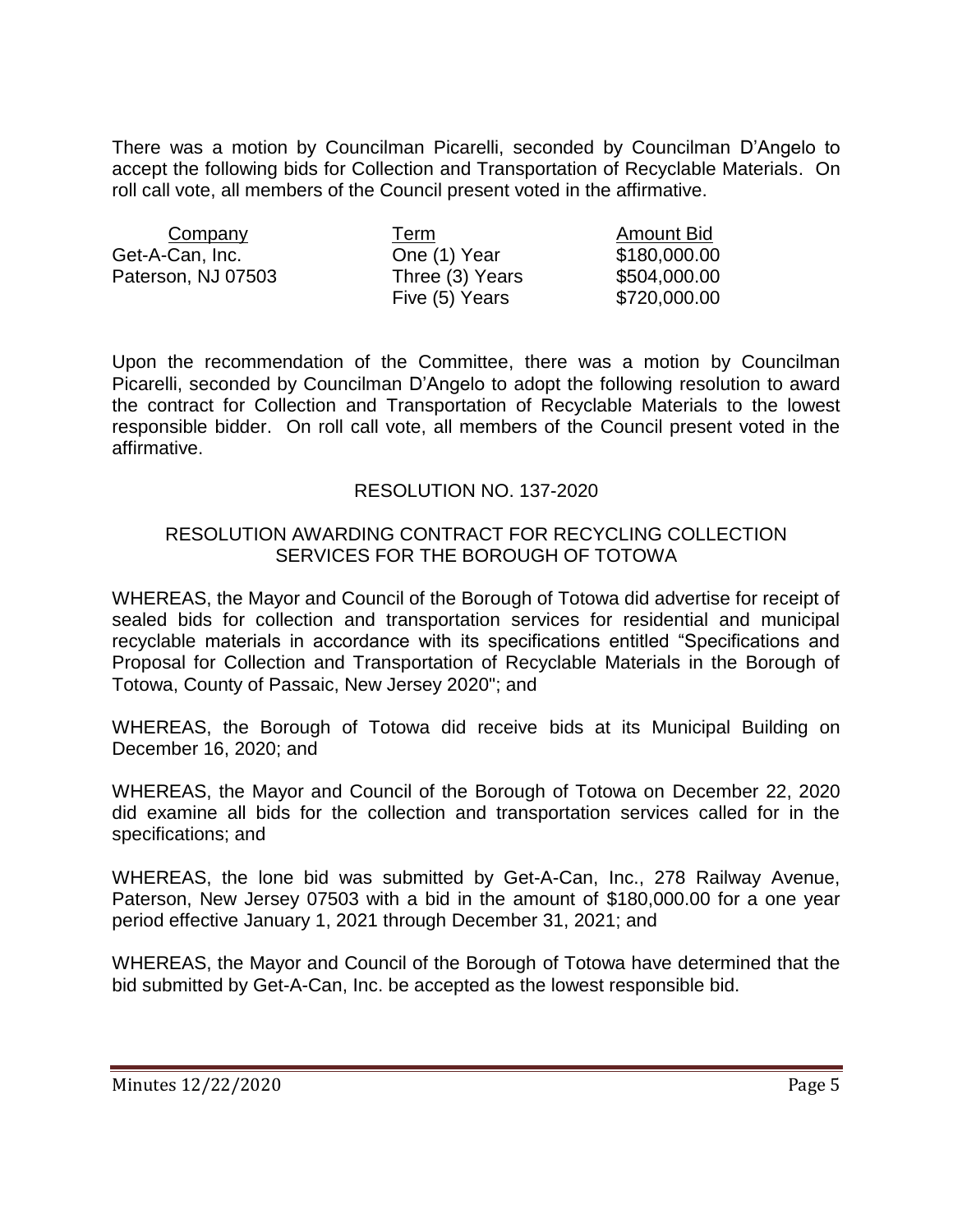There was a motion by Councilman Picarelli, seconded by Councilman D'Angelo to accept the following bids for Collection and Transportation of Recyclable Materials. On roll call vote, all members of the Council present voted in the affirmative.

| Company | Term | Amount Bid |
|---|---|---|
| Get-A-Can, Inc. | One (1) Year | \$180,000.00 |
| Paterson, NJ 07503 | Three (3) Years | \$504,000.00 |
| | Five (5) Years | \$720,000.00 |

Upon the recommendation of the Committee, there was a motion by Councilman Picarelli, seconded by Councilman D'Angelo to adopt the following resolution to award the contract for Collection and Transportation of Recyclable Materials to the lowest responsible bidder. On roll call vote, all members of the Council present voted in the affirmative.

RESOLUTION NO. 137-2020

RESOLUTION AWARDING CONTRACT FOR RECYCLING COLLECTION SERVICES FOR THE BOROUGH OF TOTOWA

WHEREAS, the Mayor and Council of the Borough of Totowa did advertise for receipt of sealed bids for collection and transportation services for residential and municipal recyclable materials in accordance with its specifications entitled "Specifications and Proposal for Collection and Transportation of Recyclable Materials in the Borough of Totowa, County of Passaic, New Jersey 2020"; and

WHEREAS, the Borough of Totowa did receive bids at its Municipal Building on December 16, 2020; and

WHEREAS, the Mayor and Council of the Borough of Totowa on December 22, 2020 did examine all bids for the collection and transportation services called for in the specifications; and

WHEREAS, the lone bid was submitted by Get-A-Can, Inc., 278 Railway Avenue, Paterson, New Jersey 07503 with a bid in the amount of \$180,000.00 for a one year period effective January 1, 2021 through December 31, 2021; and

WHEREAS, the Mayor and Council of the Borough of Totowa have determined that the bid submitted by Get-A-Can, Inc. be accepted as the lowest responsible bid.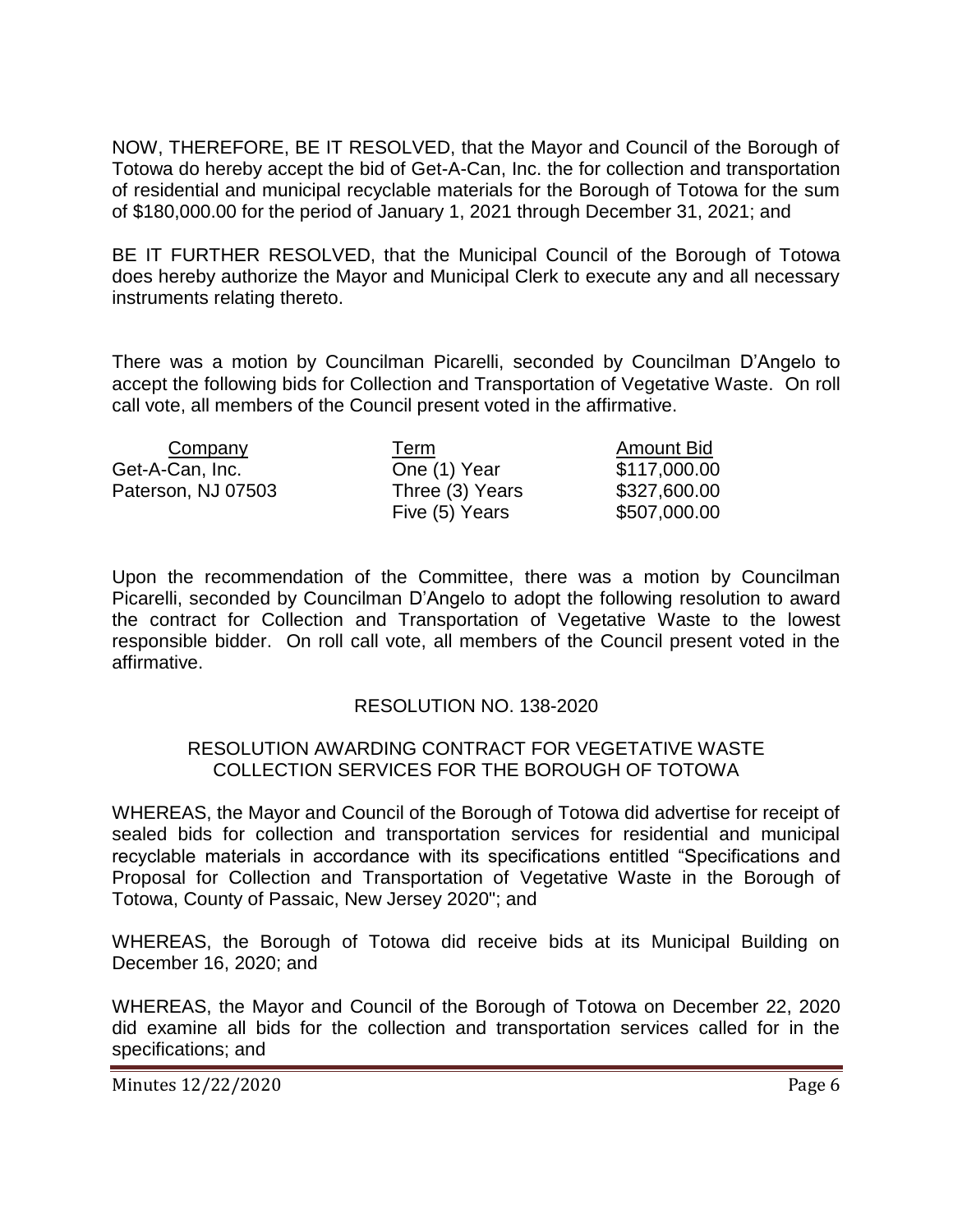NOW, THEREFORE, BE IT RESOLVED, that the Mayor and Council of the Borough of Totowa do hereby accept the bid of Get-A-Can, Inc. the for collection and transportation of residential and municipal recyclable materials for the Borough of Totowa for the sum of $180,000.00 for the period of January 1, 2021 through December 31, 2021; and

BE IT FURTHER RESOLVED, that the Municipal Council of the Borough of Totowa does hereby authorize the Mayor and Municipal Clerk to execute any and all necessary instruments relating thereto.

There was a motion by Councilman Picarelli, seconded by Councilman D'Angelo to accept the following bids for Collection and Transportation of Vegetative Waste. On roll call vote, all members of the Council present voted in the affirmative.

| Company | Term | Amount Bid |
|---|---|---|
| Get-A-Can, Inc. | One (1) Year | $117,000.00 |
| Paterson, NJ 07503 | Three (3) Years | $327,600.00 |
| | Five (5) Years | $507,000.00 |

Upon the recommendation of the Committee, there was a motion by Councilman Picarelli, seconded by Councilman D'Angelo to adopt the following resolution to award the contract for Collection and Transportation of Vegetative Waste to the lowest responsible bidder. On roll call vote, all members of the Council present voted in the affirmative.

RESOLUTION NO. 138-2020

RESOLUTION AWARDING CONTRACT FOR VEGETATIVE WASTE COLLECTION SERVICES FOR THE BOROUGH OF TOTOWA

WHEREAS, the Mayor and Council of the Borough of Totowa did advertise for receipt of sealed bids for collection and transportation services for residential and municipal recyclable materials in accordance with its specifications entitled "Specifications and Proposal for Collection and Transportation of Vegetative Waste in the Borough of Totowa, County of Passaic, New Jersey 2020"; and

WHEREAS, the Borough of Totowa did receive bids at its Municipal Building on December 16, 2020; and

WHEREAS, the Mayor and Council of the Borough of Totowa on December 22, 2020 did examine all bids for the collection and transportation services called for in the specifications; and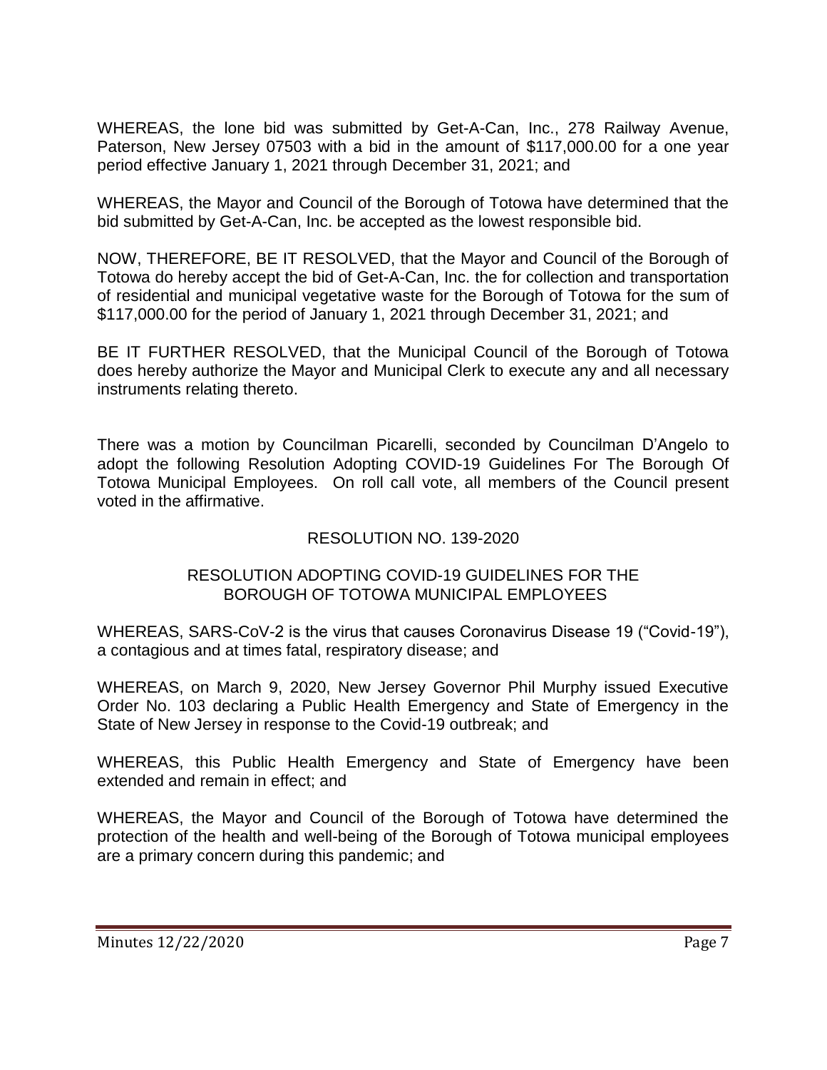WHEREAS, the lone bid was submitted by Get-A-Can, Inc., 278 Railway Avenue, Paterson, New Jersey 07503 with a bid in the amount of $117,000.00 for a one year period effective January 1, 2021 through December 31, 2021; and

WHEREAS, the Mayor and Council of the Borough of Totowa have determined that the bid submitted by Get-A-Can, Inc. be accepted as the lowest responsible bid.

NOW, THEREFORE, BE IT RESOLVED, that the Mayor and Council of the Borough of Totowa do hereby accept the bid of Get-A-Can, Inc. the for collection and transportation of residential and municipal vegetative waste for the Borough of Totowa for the sum of $117,000.00 for the period of January 1, 2021 through December 31, 2021; and

BE IT FURTHER RESOLVED, that the Municipal Council of the Borough of Totowa does hereby authorize the Mayor and Municipal Clerk to execute any and all necessary instruments relating thereto.

There was a motion by Councilman Picarelli, seconded by Councilman D'Angelo to adopt the following Resolution Adopting COVID-19 Guidelines For The Borough Of Totowa Municipal Employees. On roll call vote, all members of the Council present voted in the affirmative.

RESOLUTION NO. 139-2020

RESOLUTION ADOPTING COVID-19 GUIDELINES FOR THE BOROUGH OF TOTOWA MUNICIPAL EMPLOYEES

WHEREAS, SARS-CoV-2 is the virus that causes Coronavirus Disease 19 ("Covid-19"), a contagious and at times fatal, respiratory disease; and

WHEREAS, on March 9, 2020, New Jersey Governor Phil Murphy issued Executive Order No. 103 declaring a Public Health Emergency and State of Emergency in the State of New Jersey in response to the Covid-19 outbreak; and

WHEREAS, this Public Health Emergency and State of Emergency have been extended and remain in effect; and

WHEREAS, the Mayor and Council of the Borough of Totowa have determined the protection of the health and well-being of the Borough of Totowa municipal employees are a primary concern during this pandemic; and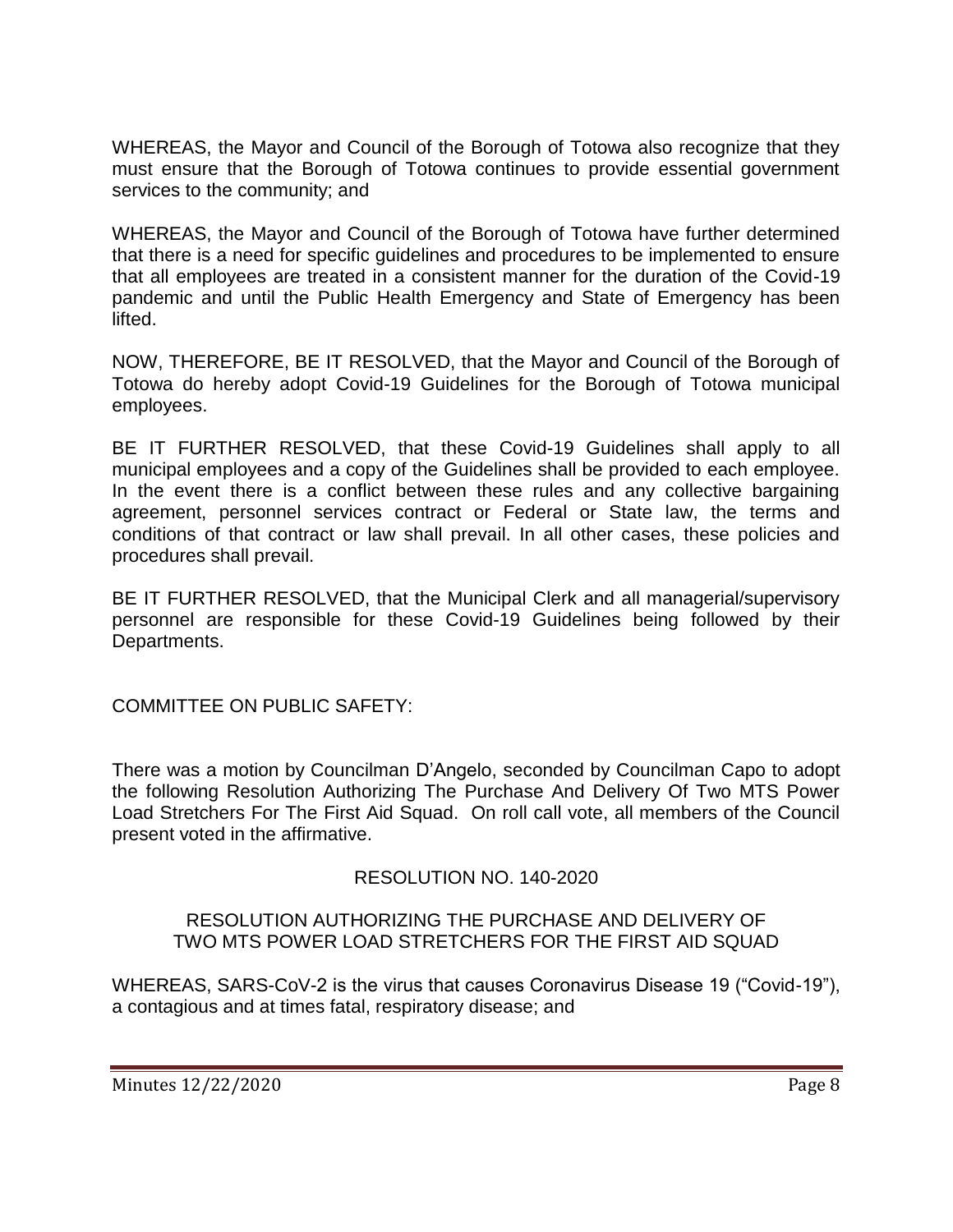WHEREAS, the Mayor and Council of the Borough of Totowa also recognize that they must ensure that the Borough of Totowa continues to provide essential government services to the community; and

WHEREAS, the Mayor and Council of the Borough of Totowa have further determined that there is a need for specific guidelines and procedures to be implemented to ensure that all employees are treated in a consistent manner for the duration of the Covid-19 pandemic and until the Public Health Emergency and State of Emergency has been lifted.

NOW, THEREFORE, BE IT RESOLVED, that the Mayor and Council of the Borough of Totowa do hereby adopt Covid-19 Guidelines for the Borough of Totowa municipal employees.

BE IT FURTHER RESOLVED, that these Covid-19 Guidelines shall apply to all municipal employees and a copy of the Guidelines shall be provided to each employee. In the event there is a conflict between these rules and any collective bargaining agreement, personnel services contract or Federal or State law, the terms and conditions of that contract or law shall prevail. In all other cases, these policies and procedures shall prevail.

BE IT FURTHER RESOLVED, that the Municipal Clerk and all managerial/supervisory personnel are responsible for these Covid-19 Guidelines being followed by their Departments.

COMMITTEE ON PUBLIC SAFETY:

There was a motion by Councilman D'Angelo, seconded by Councilman Capo to adopt the following Resolution Authorizing The Purchase And Delivery Of Two MTS Power Load Stretchers For The First Aid Squad. On roll call vote, all members of the Council present voted in the affirmative.

RESOLUTION NO. 140-2020

RESOLUTION AUTHORIZING THE PURCHASE AND DELIVERY OF TWO MTS POWER LOAD STRETCHERS FOR THE FIRST AID SQUAD

WHEREAS, SARS-CoV-2 is the virus that causes Coronavirus Disease 19 ("Covid-19"), a contagious and at times fatal, respiratory disease; and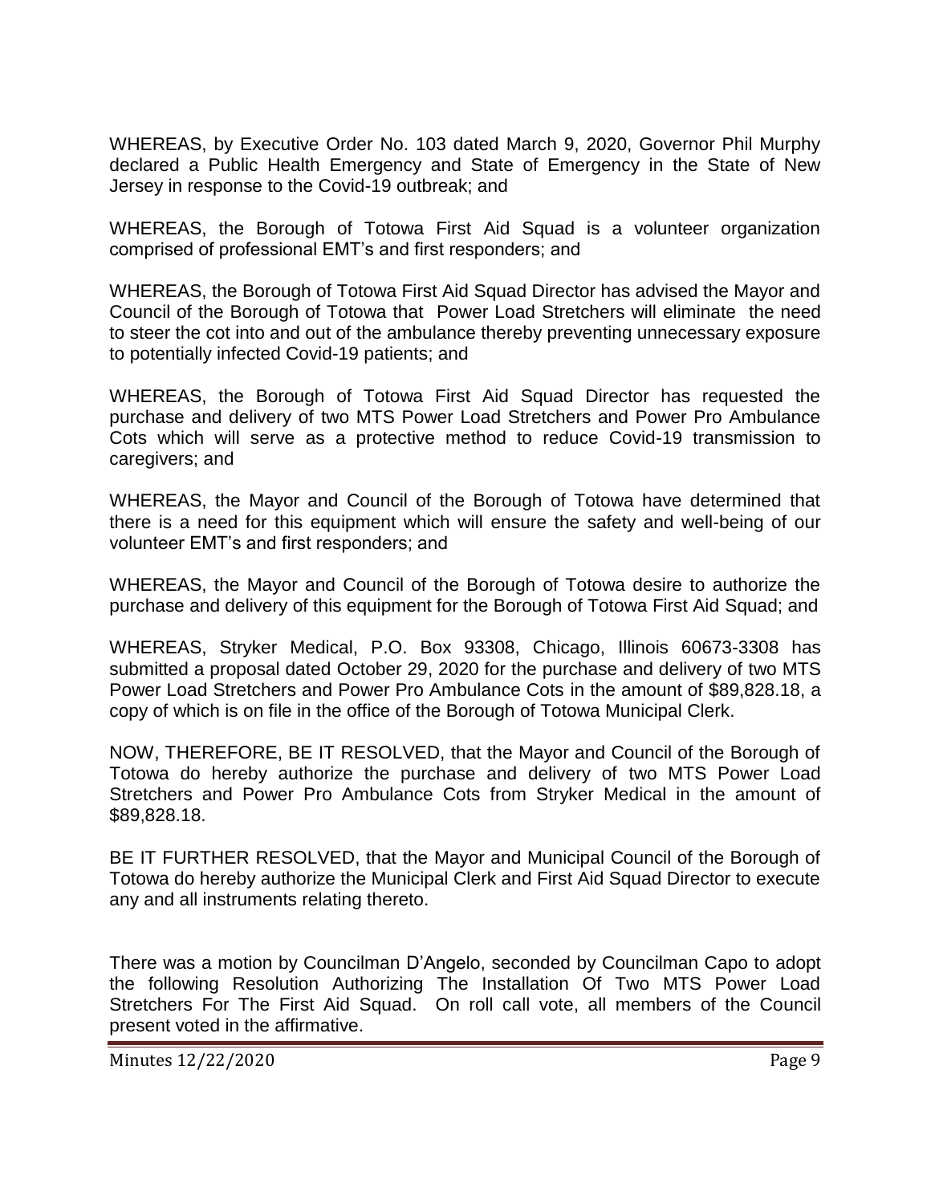WHEREAS, by Executive Order No. 103 dated March 9, 2020, Governor Phil Murphy declared a Public Health Emergency and State of Emergency in the State of New Jersey in response to the Covid-19 outbreak; and

WHEREAS, the Borough of Totowa First Aid Squad is a volunteer organization comprised of professional EMT's and first responders; and

WHEREAS, the Borough of Totowa First Aid Squad Director has advised the Mayor and Council of the Borough of Totowa that Power Load Stretchers will eliminate the need to steer the cot into and out of the ambulance thereby preventing unnecessary exposure to potentially infected Covid-19 patients; and

WHEREAS, the Borough of Totowa First Aid Squad Director has requested the purchase and delivery of two MTS Power Load Stretchers and Power Pro Ambulance Cots which will serve as a protective method to reduce Covid-19 transmission to caregivers; and

WHEREAS, the Mayor and Council of the Borough of Totowa have determined that there is a need for this equipment which will ensure the safety and well-being of our volunteer EMT's and first responders; and

WHEREAS, the Mayor and Council of the Borough of Totowa desire to authorize the purchase and delivery of this equipment for the Borough of Totowa First Aid Squad; and

WHEREAS, Stryker Medical, P.O. Box 93308, Chicago, Illinois 60673-3308 has submitted a proposal dated October 29, 2020 for the purchase and delivery of two MTS Power Load Stretchers and Power Pro Ambulance Cots in the amount of $89,828.18, a copy of which is on file in the office of the Borough of Totowa Municipal Clerk.

NOW, THEREFORE, BE IT RESOLVED, that the Mayor and Council of the Borough of Totowa do hereby authorize the purchase and delivery of two MTS Power Load Stretchers and Power Pro Ambulance Cots from Stryker Medical in the amount of $89,828.18.

BE IT FURTHER RESOLVED, that the Mayor and Municipal Council of the Borough of Totowa do hereby authorize the Municipal Clerk and First Aid Squad Director to execute any and all instruments relating thereto.

There was a motion by Councilman D'Angelo, seconded by Councilman Capo to adopt the following Resolution Authorizing The Installation Of Two MTS Power Load Stretchers For The First Aid Squad. On roll call vote, all members of the Council present voted in the affirmative.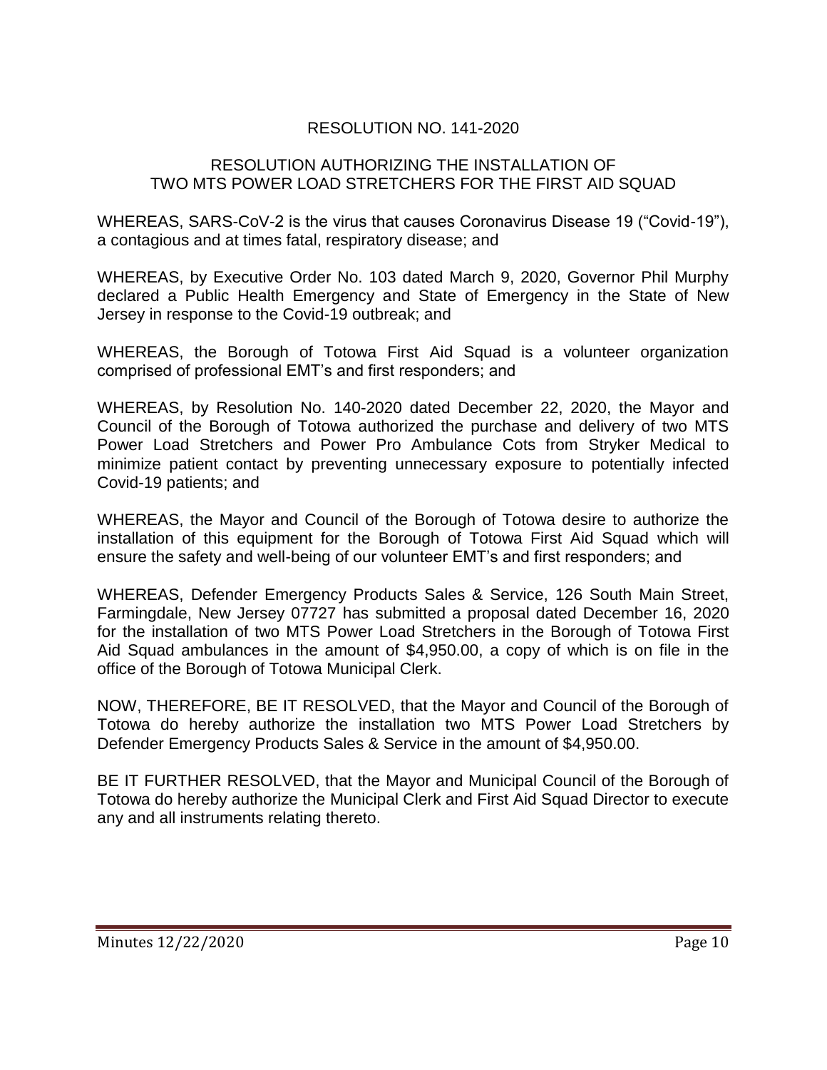# RESOLUTION NO. 141-2020

## RESOLUTION AUTHORIZING THE INSTALLATION OF TWO MTS POWER LOAD STRETCHERS FOR THE FIRST AID SQUAD

WHEREAS, SARS-CoV-2 is the virus that causes Coronavirus Disease 19 ("Covid-19"), a contagious and at times fatal, respiratory disease; and

WHEREAS, by Executive Order No. 103 dated March 9, 2020, Governor Phil Murphy declared a Public Health Emergency and State of Emergency in the State of New Jersey in response to the Covid-19 outbreak; and

WHEREAS, the Borough of Totowa First Aid Squad is a volunteer organization comprised of professional EMT's and first responders; and

WHEREAS, by Resolution No. 140-2020 dated December 22, 2020, the Mayor and Council of the Borough of Totowa authorized the purchase and delivery of two MTS Power Load Stretchers and Power Pro Ambulance Cots from Stryker Medical to minimize patient contact by preventing unnecessary exposure to potentially infected Covid-19 patients; and

WHEREAS, the Mayor and Council of the Borough of Totowa desire to authorize the installation of this equipment for the Borough of Totowa First Aid Squad which will ensure the safety and well-being of our volunteer EMT's and first responders; and

WHEREAS, Defender Emergency Products Sales & Service, 126 South Main Street, Farmingdale, New Jersey 07727 has submitted a proposal dated December 16, 2020 for the installation of two MTS Power Load Stretchers in the Borough of Totowa First Aid Squad ambulances in the amount of $4,950.00, a copy of which is on file in the office of the Borough of Totowa Municipal Clerk.

NOW, THEREFORE, BE IT RESOLVED, that the Mayor and Council of the Borough of Totowa do hereby authorize the installation two MTS Power Load Stretchers by Defender Emergency Products Sales & Service in the amount of $4,950.00.

BE IT FURTHER RESOLVED, that the Mayor and Municipal Council of the Borough of Totowa do hereby authorize the Municipal Clerk and First Aid Squad Director to execute any and all instruments relating thereto.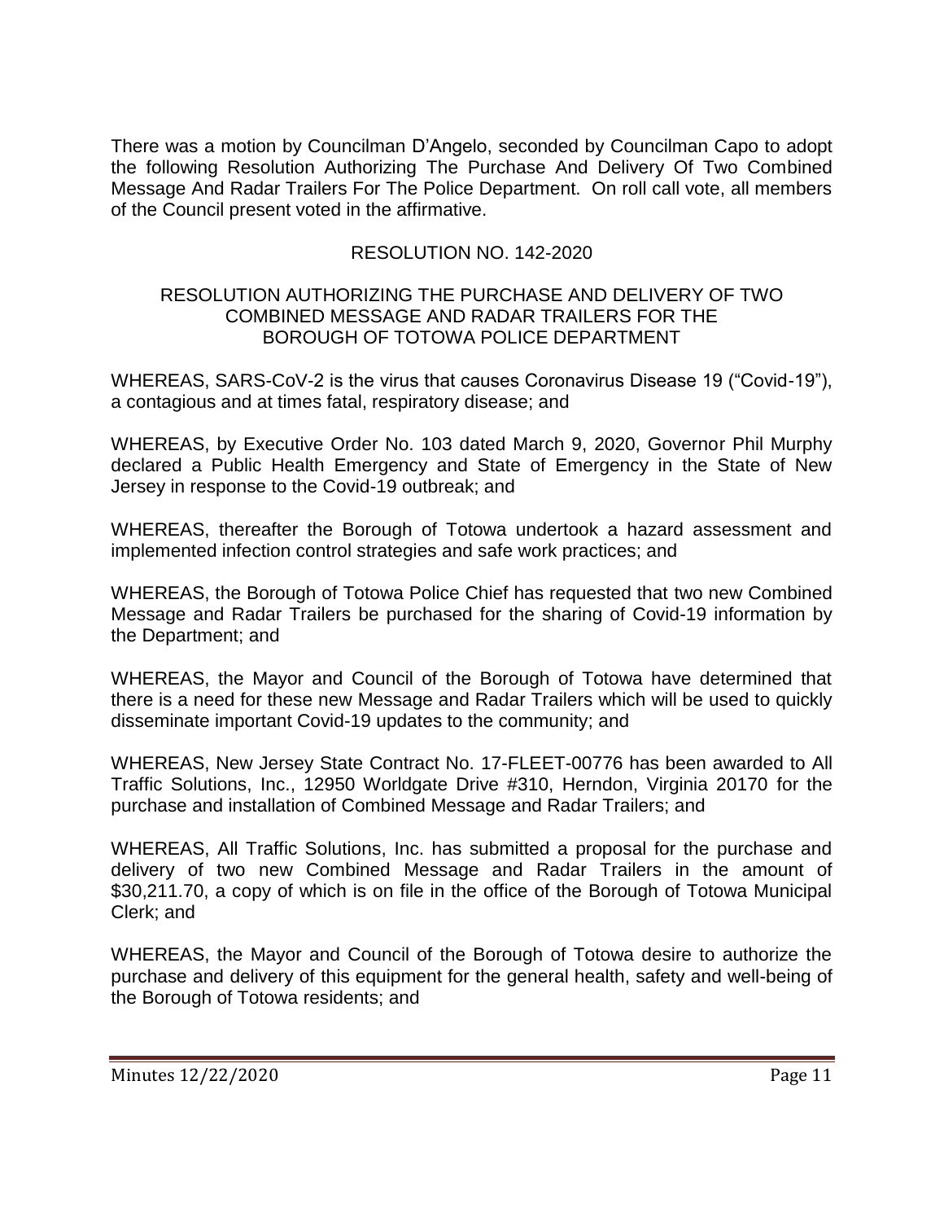There was a motion by Councilman D'Angelo, seconded by Councilman Capo to adopt the following Resolution Authorizing The Purchase And Delivery Of Two Combined Message And Radar Trailers For The Police Department. On roll call vote, all members of the Council present voted in the affirmative.

RESOLUTION NO. 142-2020

RESOLUTION AUTHORIZING THE PURCHASE AND DELIVERY OF TWO COMBINED MESSAGE AND RADAR TRAILERS FOR THE BOROUGH OF TOTOWA POLICE DEPARTMENT

WHEREAS, SARS-CoV-2 is the virus that causes Coronavirus Disease 19 ("Covid-19"), a contagious and at times fatal, respiratory disease; and

WHEREAS, by Executive Order No. 103 dated March 9, 2020, Governor Phil Murphy declared a Public Health Emergency and State of Emergency in the State of New Jersey in response to the Covid-19 outbreak; and

WHEREAS, thereafter the Borough of Totowa undertook a hazard assessment and implemented infection control strategies and safe work practices; and

WHEREAS, the Borough of Totowa Police Chief has requested that two new Combined Message and Radar Trailers be purchased for the sharing of Covid-19 information by the Department; and

WHEREAS, the Mayor and Council of the Borough of Totowa have determined that there is a need for these new Message and Radar Trailers which will be used to quickly disseminate important Covid-19 updates to the community; and

WHEREAS, New Jersey State Contract No. 17-FLEET-00776 has been awarded to All Traffic Solutions, Inc., 12950 Worldgate Drive #310, Herndon, Virginia 20170 for the purchase and installation of Combined Message and Radar Trailers; and

WHEREAS, All Traffic Solutions, Inc. has submitted a proposal for the purchase and delivery of two new Combined Message and Radar Trailers in the amount of $30,211.70, a copy of which is on file in the office of the Borough of Totowa Municipal Clerk; and

WHEREAS, the Mayor and Council of the Borough of Totowa desire to authorize the purchase and delivery of this equipment for the general health, safety and well-being of the Borough of Totowa residents; and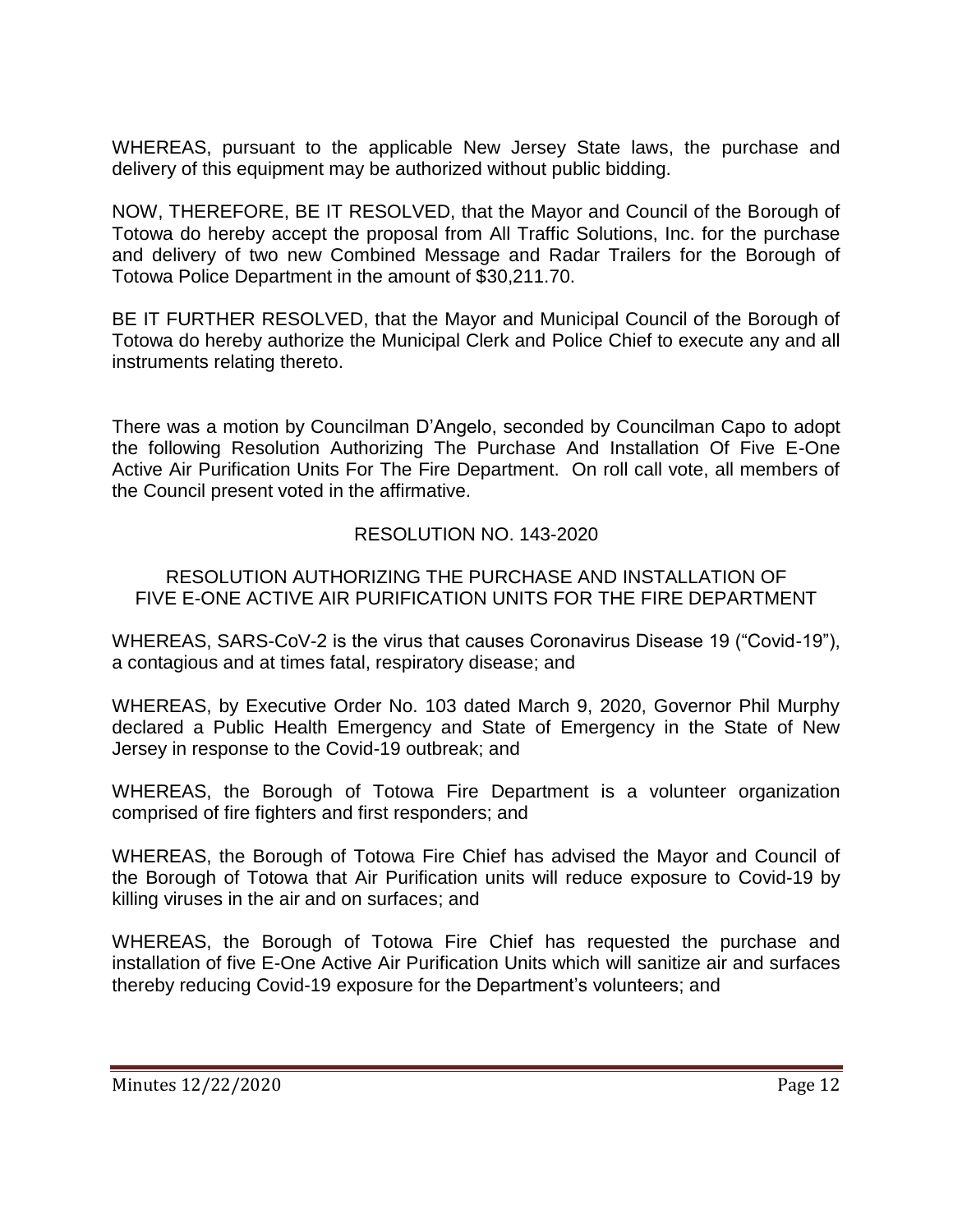WHEREAS, pursuant to the applicable New Jersey State laws, the purchase and delivery of this equipment may be authorized without public bidding.

NOW, THEREFORE, BE IT RESOLVED, that the Mayor and Council of the Borough of Totowa do hereby accept the proposal from All Traffic Solutions, Inc. for the purchase and delivery of two new Combined Message and Radar Trailers for the Borough of Totowa Police Department in the amount of $30,211.70.

BE IT FURTHER RESOLVED, that the Mayor and Municipal Council of the Borough of Totowa do hereby authorize the Municipal Clerk and Police Chief to execute any and all instruments relating thereto.

There was a motion by Councilman D'Angelo, seconded by Councilman Capo to adopt the following Resolution Authorizing The Purchase And Installation Of Five E-One Active Air Purification Units For The Fire Department. On roll call vote, all members of the Council present voted in the affirmative.

RESOLUTION NO. 143-2020

RESOLUTION AUTHORIZING THE PURCHASE AND INSTALLATION OF FIVE E-ONE ACTIVE AIR PURIFICATION UNITS FOR THE FIRE DEPARTMENT

WHEREAS, SARS-CoV-2 is the virus that causes Coronavirus Disease 19 ("Covid-19"), a contagious and at times fatal, respiratory disease; and

WHEREAS, by Executive Order No. 103 dated March 9, 2020, Governor Phil Murphy declared a Public Health Emergency and State of Emergency in the State of New Jersey in response to the Covid-19 outbreak; and

WHEREAS, the Borough of Totowa Fire Department is a volunteer organization comprised of fire fighters and first responders; and

WHEREAS, the Borough of Totowa Fire Chief has advised the Mayor and Council of the Borough of Totowa that Air Purification units will reduce exposure to Covid-19 by killing viruses in the air and on surfaces; and

WHEREAS, the Borough of Totowa Fire Chief has requested the purchase and installation of five E-One Active Air Purification Units which will sanitize air and surfaces thereby reducing Covid-19 exposure for the Department's volunteers; and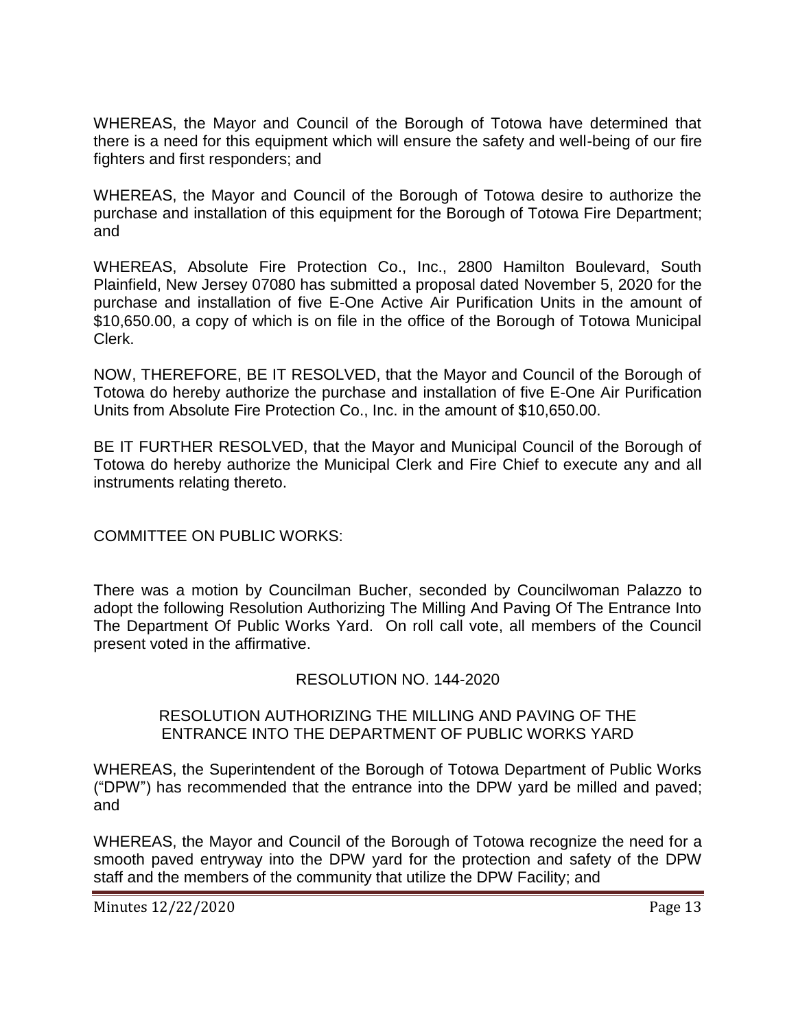WHEREAS, the Mayor and Council of the Borough of Totowa have determined that there is a need for this equipment which will ensure the safety and well-being of our fire fighters and first responders; and

WHEREAS, the Mayor and Council of the Borough of Totowa desire to authorize the purchase and installation of this equipment for the Borough of Totowa Fire Department; and

WHEREAS, Absolute Fire Protection Co., Inc., 2800 Hamilton Boulevard, South Plainfield, New Jersey 07080 has submitted a proposal dated November 5, 2020 for the purchase and installation of five E-One Active Air Purification Units in the amount of $10,650.00, a copy of which is on file in the office of the Borough of Totowa Municipal Clerk.

NOW, THEREFORE, BE IT RESOLVED, that the Mayor and Council of the Borough of Totowa do hereby authorize the purchase and installation of five E-One Air Purification Units from Absolute Fire Protection Co., Inc. in the amount of $10,650.00.

BE IT FURTHER RESOLVED, that the Mayor and Municipal Council of the Borough of Totowa do hereby authorize the Municipal Clerk and Fire Chief to execute any and all instruments relating thereto.

COMMITTEE ON PUBLIC WORKS:

There was a motion by Councilman Bucher, seconded by Councilwoman Palazzo to adopt the following Resolution Authorizing The Milling And Paving Of The Entrance Into The Department Of Public Works Yard. On roll call vote, all members of the Council present voted in the affirmative.

RESOLUTION NO. 144-2020

RESOLUTION AUTHORIZING THE MILLING AND PAVING OF THE ENTRANCE INTO THE DEPARTMENT OF PUBLIC WORKS YARD

WHEREAS, the Superintendent of the Borough of Totowa Department of Public Works ("DPW") has recommended that the entrance into the DPW yard be milled and paved; and

WHEREAS, the Mayor and Council of the Borough of Totowa recognize the need for a smooth paved entryway into the DPW yard for the protection and safety of the DPW staff and the members of the community that utilize the DPW Facility; and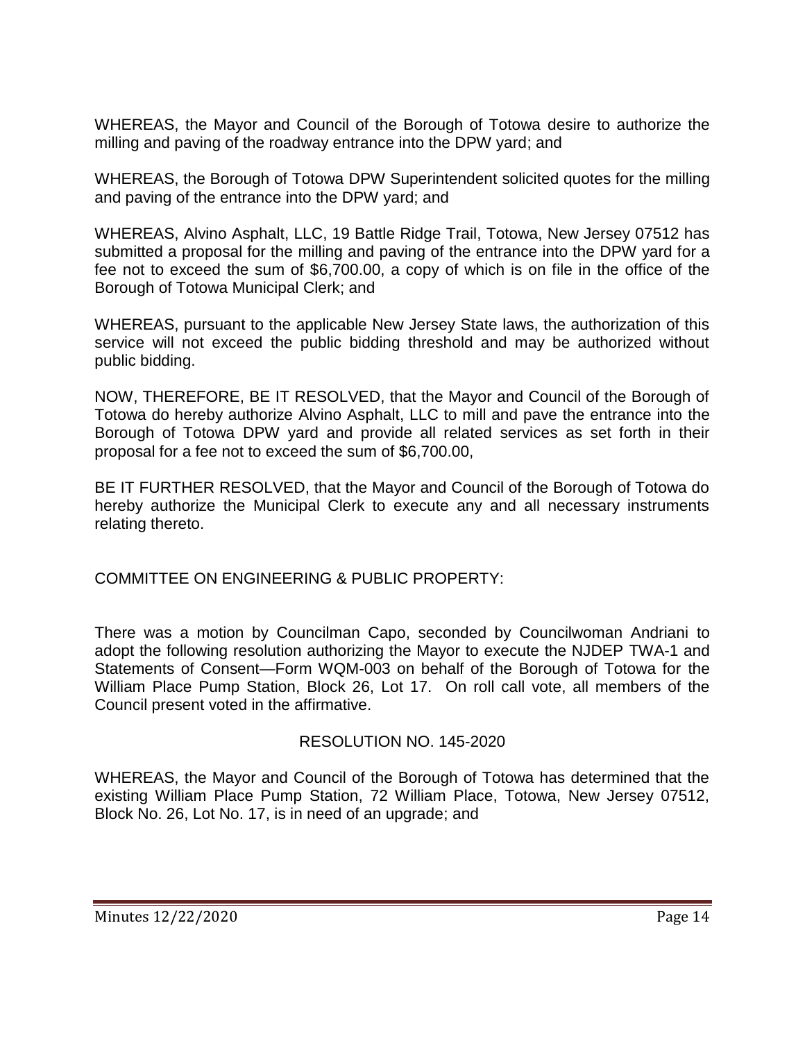WHEREAS, the Mayor and Council of the Borough of Totowa desire to authorize the milling and paving of the roadway entrance into the DPW yard; and

WHEREAS, the Borough of Totowa DPW Superintendent solicited quotes for the milling and paving of the entrance into the DPW yard; and

WHEREAS, Alvino Asphalt, LLC, 19 Battle Ridge Trail, Totowa, New Jersey 07512 has submitted a proposal for the milling and paving of the entrance into the DPW yard for a fee not to exceed the sum of $6,700.00, a copy of which is on file in the office of the Borough of Totowa Municipal Clerk; and

WHEREAS, pursuant to the applicable New Jersey State laws, the authorization of this service will not exceed the public bidding threshold and may be authorized without public bidding.

NOW, THEREFORE, BE IT RESOLVED, that the Mayor and Council of the Borough of Totowa do hereby authorize Alvino Asphalt, LLC to mill and pave the entrance into the Borough of Totowa DPW yard and provide all related services as set forth in their proposal for a fee not to exceed the sum of $6,700.00,

BE IT FURTHER RESOLVED, that the Mayor and Council of the Borough of Totowa do hereby authorize the Municipal Clerk to execute any and all necessary instruments relating thereto.

COMMITTEE ON ENGINEERING & PUBLIC PROPERTY:

There was a motion by Councilman Capo, seconded by Councilwoman Andriani to adopt the following resolution authorizing the Mayor to execute the NJDEP TWA-1 and Statements of Consent—Form WQM-003 on behalf of the Borough of Totowa for the William Place Pump Station, Block 26, Lot 17. On roll call vote, all members of the Council present voted in the affirmative.

RESOLUTION NO. 145-2020

WHEREAS, the Mayor and Council of the Borough of Totowa has determined that the existing William Place Pump Station, 72 William Place, Totowa, New Jersey 07512, Block No. 26, Lot No. 17, is in need of an upgrade; and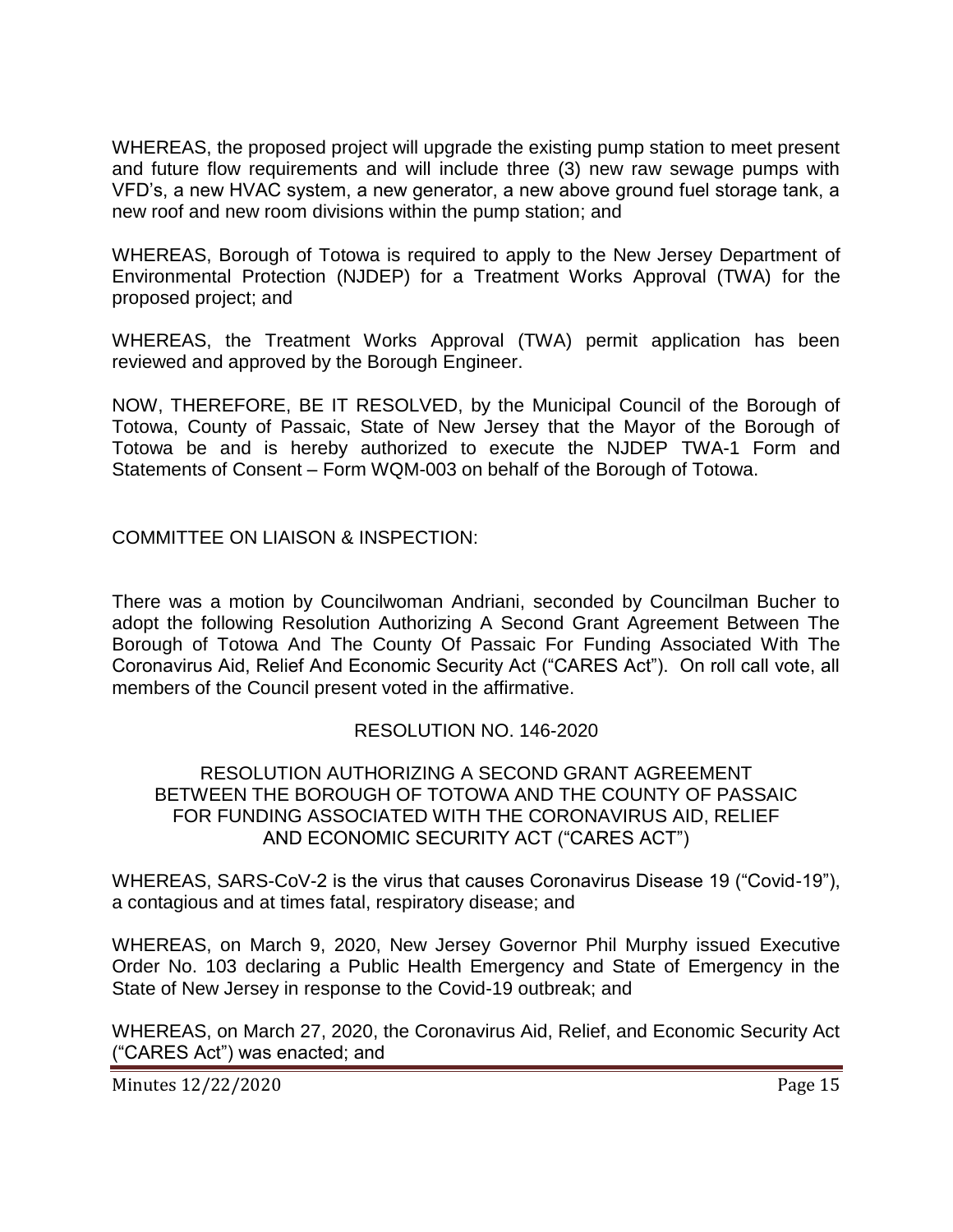WHEREAS, the proposed project will upgrade the existing pump station to meet present and future flow requirements and will include three (3) new raw sewage pumps with VFD's, a new HVAC system, a new generator, a new above ground fuel storage tank, a new roof and new room divisions within the pump station; and

WHEREAS, Borough of Totowa is required to apply to the New Jersey Department of Environmental Protection (NJDEP) for a Treatment Works Approval (TWA) for the proposed project; and

WHEREAS, the Treatment Works Approval (TWA) permit application has been reviewed and approved by the Borough Engineer.

NOW, THEREFORE, BE IT RESOLVED, by the Municipal Council of the Borough of Totowa, County of Passaic, State of New Jersey that the Mayor of the Borough of Totowa be and is hereby authorized to execute the NJDEP TWA-1 Form and Statements of Consent – Form WQM-003 on behalf of the Borough of Totowa.

COMMITTEE ON LIAISON & INSPECTION:

There was a motion by Councilwoman Andriani, seconded by Councilman Bucher to adopt the following Resolution Authorizing A Second Grant Agreement Between The Borough of Totowa And The County Of Passaic For Funding Associated With The Coronavirus Aid, Relief And Economic Security Act ("CARES Act"). On roll call vote, all members of the Council present voted in the affirmative.

RESOLUTION NO. 146-2020

RESOLUTION AUTHORIZING A SECOND GRANT AGREEMENT BETWEEN THE BOROUGH OF TOTOWA AND THE COUNTY OF PASSAIC FOR FUNDING ASSOCIATED WITH THE CORONAVIRUS AID, RELIEF AND ECONOMIC SECURITY ACT ("CARES ACT")

WHEREAS, SARS-CoV-2 is the virus that causes Coronavirus Disease 19 ("Covid-19"), a contagious and at times fatal, respiratory disease; and

WHEREAS, on March 9, 2020, New Jersey Governor Phil Murphy issued Executive Order No. 103 declaring a Public Health Emergency and State of Emergency in the State of New Jersey in response to the Covid-19 outbreak; and

WHEREAS, on March 27, 2020, the Coronavirus Aid, Relief, and Economic Security Act ("CARES Act") was enacted; and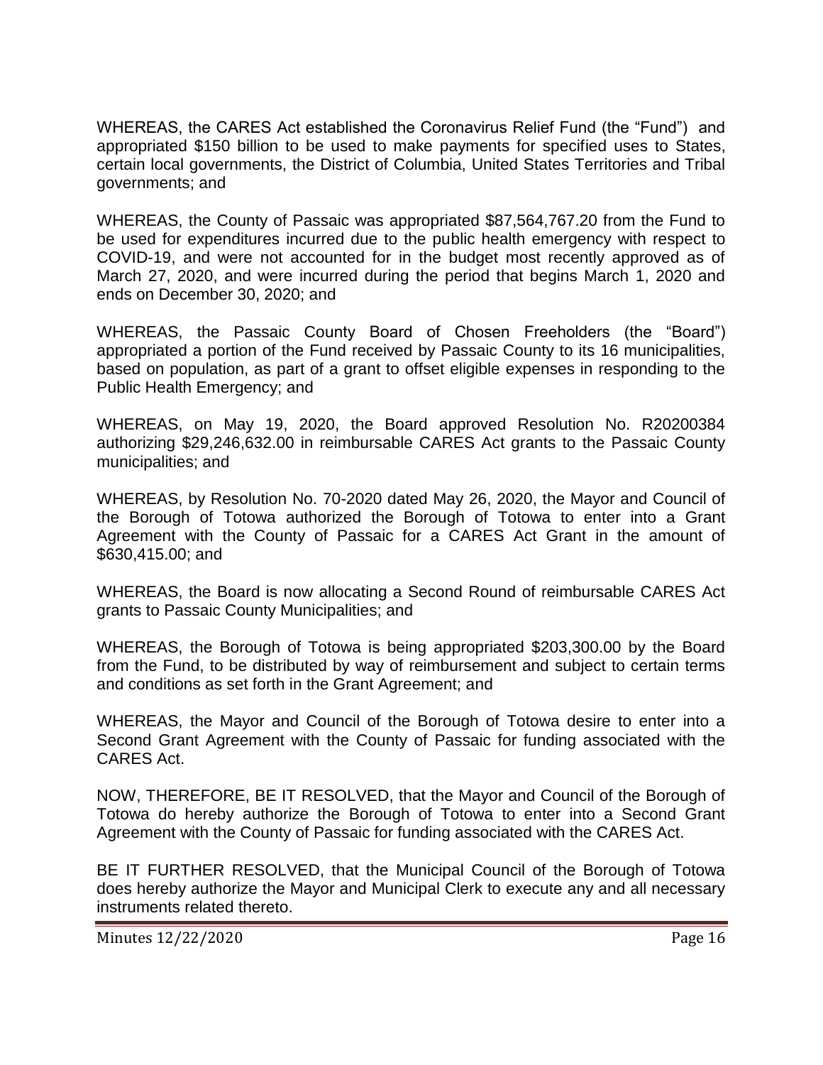WHEREAS, the CARES Act established the Coronavirus Relief Fund (the "Fund") and appropriated $150 billion to be used to make payments for specified uses to States, certain local governments, the District of Columbia, United States Territories and Tribal governments; and

WHEREAS, the County of Passaic was appropriated $87,564,767.20 from the Fund to be used for expenditures incurred due to the public health emergency with respect to COVID-19, and were not accounted for in the budget most recently approved as of March 27, 2020, and were incurred during the period that begins March 1, 2020 and ends on December 30, 2020; and

WHEREAS, the Passaic County Board of Chosen Freeholders (the "Board") appropriated a portion of the Fund received by Passaic County to its 16 municipalities, based on population, as part of a grant to offset eligible expenses in responding to the Public Health Emergency; and

WHEREAS, on May 19, 2020, the Board approved Resolution No. R20200384 authorizing $29,246,632.00 in reimbursable CARES Act grants to the Passaic County municipalities; and

WHEREAS, by Resolution No. 70-2020 dated May 26, 2020, the Mayor and Council of the Borough of Totowa authorized the Borough of Totowa to enter into a Grant Agreement with the County of Passaic for a CARES Act Grant in the amount of $630,415.00; and

WHEREAS, the Board is now allocating a Second Round of reimbursable CARES Act grants to Passaic County Municipalities; and

WHEREAS, the Borough of Totowa is being appropriated $203,300.00 by the Board from the Fund, to be distributed by way of reimbursement and subject to certain terms and conditions as set forth in the Grant Agreement; and

WHEREAS, the Mayor and Council of the Borough of Totowa desire to enter into a Second Grant Agreement with the County of Passaic for funding associated with the CARES Act.

NOW, THEREFORE, BE IT RESOLVED, that the Mayor and Council of the Borough of Totowa do hereby authorize the Borough of Totowa to enter into a Second Grant Agreement with the County of Passaic for funding associated with the CARES Act.

BE IT FURTHER RESOLVED, that the Municipal Council of the Borough of Totowa does hereby authorize the Mayor and Municipal Clerk to execute any and all necessary instruments related thereto.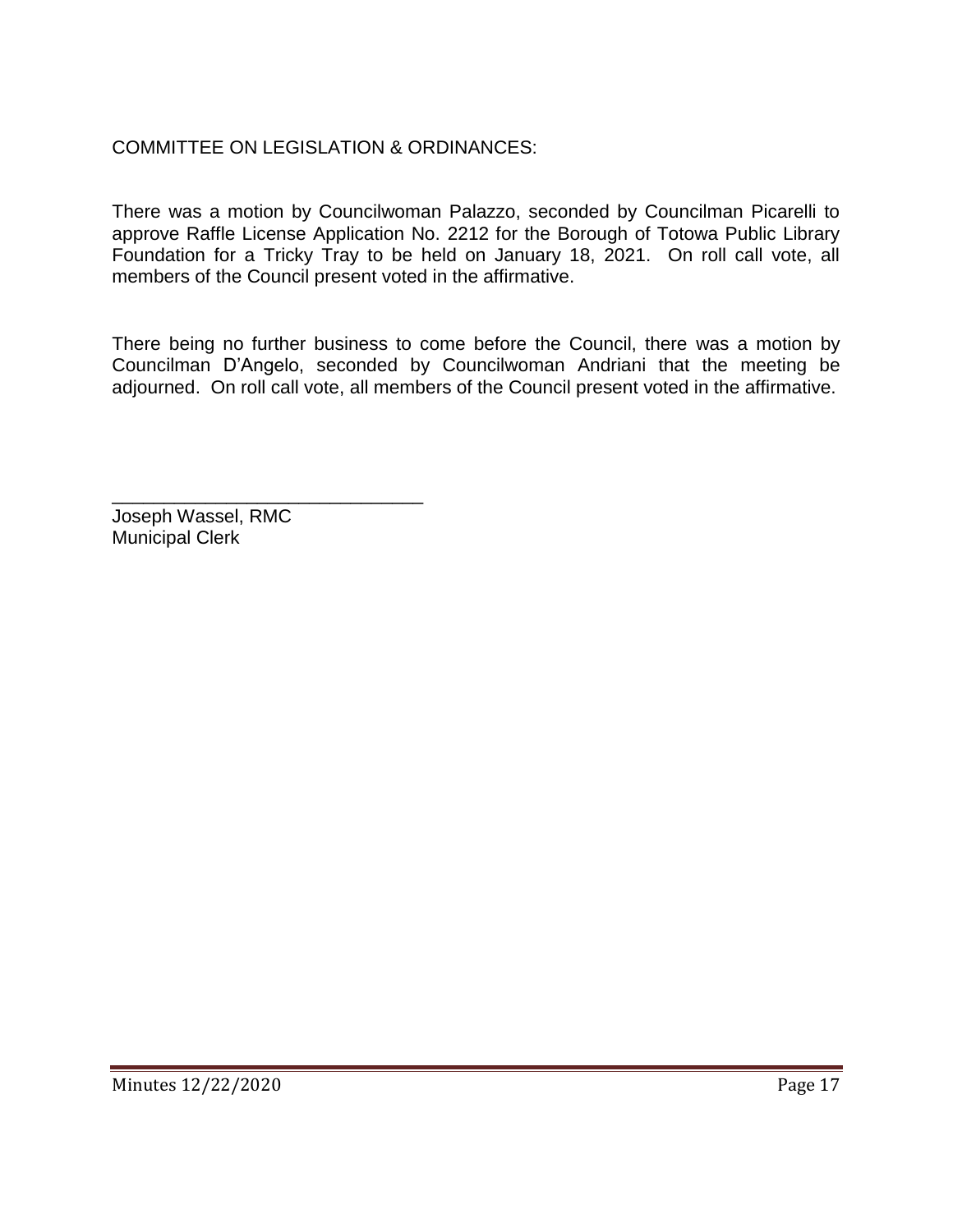COMMITTEE ON LEGISLATION & ORDINANCES:

There was a motion by Councilwoman Palazzo, seconded by Councilman Picarelli to approve Raffle License Application No. 2212 for the Borough of Totowa Public Library Foundation for a Tricky Tray to be held on January 18, 2021. On roll call vote, all members of the Council present voted in the affirmative.

There being no further business to come before the Council, there was a motion by Councilman D'Angelo, seconded by Councilwoman Andriani that the meeting be adjourned. On roll call vote, all members of the Council present voted in the affirmative.

\_\_\_\_\_\_\_\_\_\_\_\_\_\_\_\_\_\_\_\_\_\_\_\_\_\_\_\_\_\_\_

Joseph Wassel, RMC
Municipal Clerk